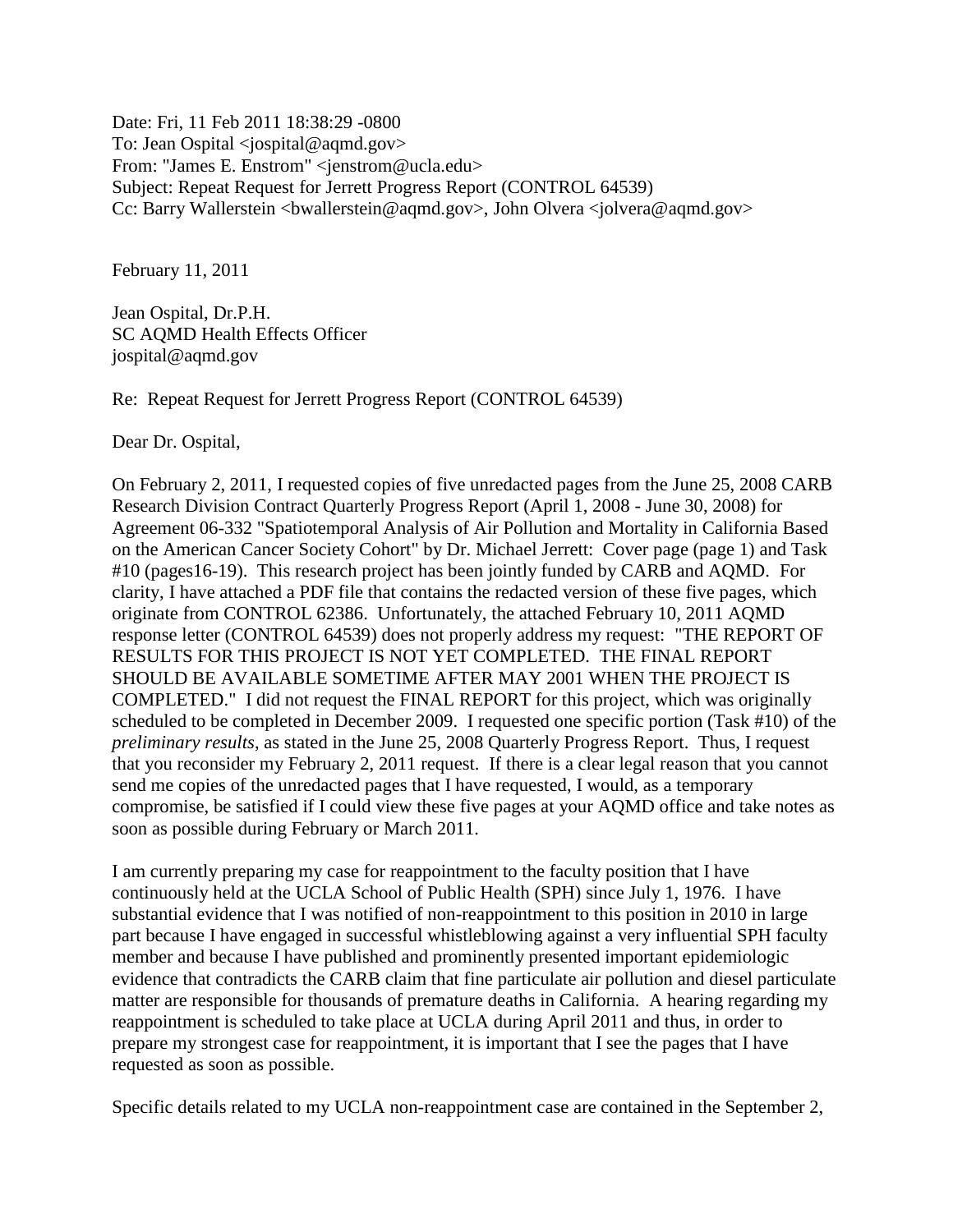Date: Fri, 11 Feb 2011 18:38:29 -0800
To: Jean Ospital <jospital@aqmd.gov>
From: "James E. Enstrom" <jenstrom@ucla.edu>
Subject: Repeat Request for Jerrett Progress Report (CONTROL 64539)
Cc: Barry Wallerstein <bwallerstein@aqmd.gov>, John Olvera <jolvera@aqmd.gov>

February 11, 2011

Jean Ospital, Dr.P.H.
SC AQMD Health Effects Officer
jospital@aqmd.gov

Re: Repeat Request for Jerrett Progress Report (CONTROL 64539)

Dear Dr. Ospital,

On February 2, 2011, I requested copies of five unredacted pages from the June 25, 2008 CARB Research Division Contract Quarterly Progress Report (April 1, 2008 - June 30, 2008) for Agreement 06-332 "Spatiotemporal Analysis of Air Pollution and Mortality in California Based on the American Cancer Society Cohort" by Dr. Michael Jerrett: Cover page (page 1) and Task #10 (pages16-19). This research project has been jointly funded by CARB and AQMD. For clarity, I have attached a PDF file that contains the redacted version of these five pages, which originate from CONTROL 62386. Unfortunately, the attached February 10, 2011 AQMD response letter (CONTROL 64539) does not properly address my request: "THE REPORT OF RESULTS FOR THIS PROJECT IS NOT YET COMPLETED. THE FINAL REPORT SHOULD BE AVAILABLE SOMETIME AFTER MAY 2001 WHEN THE PROJECT IS COMPLETED." I did not request the FINAL REPORT for this project, which was originally scheduled to be completed in December 2009. I requested one specific portion (Task #10) of the *preliminary results*, as stated in the June 25, 2008 Quarterly Progress Report. Thus, I request that you reconsider my February 2, 2011 request. If there is a clear legal reason that you cannot send me copies of the unredacted pages that I have requested, I would, as a temporary compromise, be satisfied if I could view these five pages at your AQMD office and take notes as soon as possible during February or March 2011.

I am currently preparing my case for reappointment to the faculty position that I have continuously held at the UCLA School of Public Health (SPH) since July 1, 1976. I have substantial evidence that I was notified of non-reappointment to this position in 2010 in large part because I have engaged in successful whistleblowing against a very influential SPH faculty member and because I have published and prominently presented important epidemiologic evidence that contradicts the CARB claim that fine particulate air pollution and diesel particulate matter are responsible for thousands of premature deaths in California. A hearing regarding my reappointment is scheduled to take place at UCLA during April 2011 and thus, in order to prepare my strongest case for reappointment, it is important that I see the pages that I have requested as soon as possible.

Specific details related to my UCLA non-reappointment case are contained in the September 2,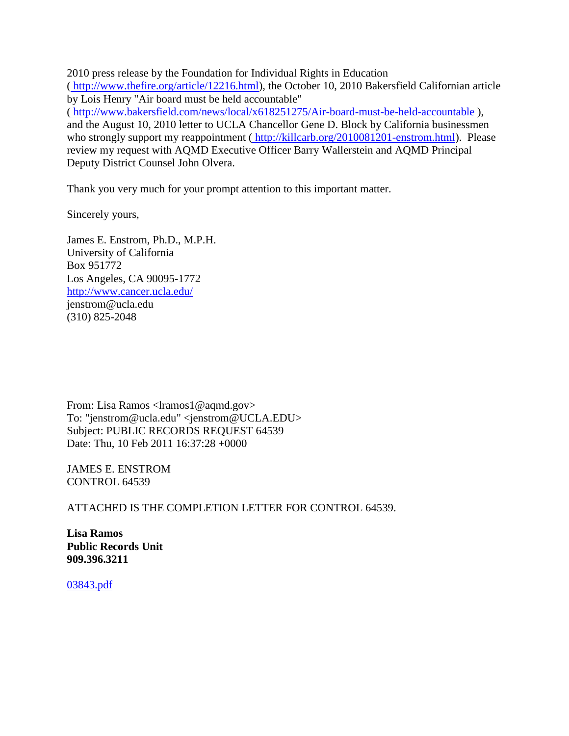2010 press release by the Foundation for Individual Rights in Education ([ http://www.thefire.org/article/12216.html](http://www.thefire.org/article/12216.html)), the October 10, 2010 Bakersfield Californian article by Lois Henry "Air board must be held accountable" ([ http://www.bakersfield.com/news/local/x618251275/Air-board-must-be-held-accountable](http://www.bakersfield.com/news/local/x618251275/Air-board-must-be-held-accountable) ), and the August 10, 2010 letter to UCLA Chancellor Gene D. Block by California businessmen who strongly support my reappointment ([ http://killcarb.org/2010081201-enstrom.html](http://killcarb.org/2010081201-enstrom.html)). Please review my request with AQMD Executive Officer Barry Wallerstein and AQMD Principal Deputy District Counsel John Olvera.

Thank you very much for your prompt attention to this important matter.

Sincerely yours,

James E. Enstrom, Ph.D., M.P.H.
University of California
Box 951772
Los Angeles, CA 90095-1772
[http://www.cancer.ucla.edu/](http://www.cancer.ucla.edu/)
jenstrom@ucla.edu
(310) 825-2048

From: Lisa Ramos <lramos1@aqmd.gov>
To: "jenstrom@ucla.edu" <jenstrom@UCLA.EDU>
Subject: PUBLIC RECORDS REQUEST 64539
Date: Thu, 10 Feb 2011 16:37:28 +0000

JAMES E. ENSTROM
CONTROL 64539

ATTACHED IS THE COMPLETION LETTER FOR CONTROL 64539.

**Lisa Ramos**
**Public Records Unit**
**909.396.3211**

03843.pdf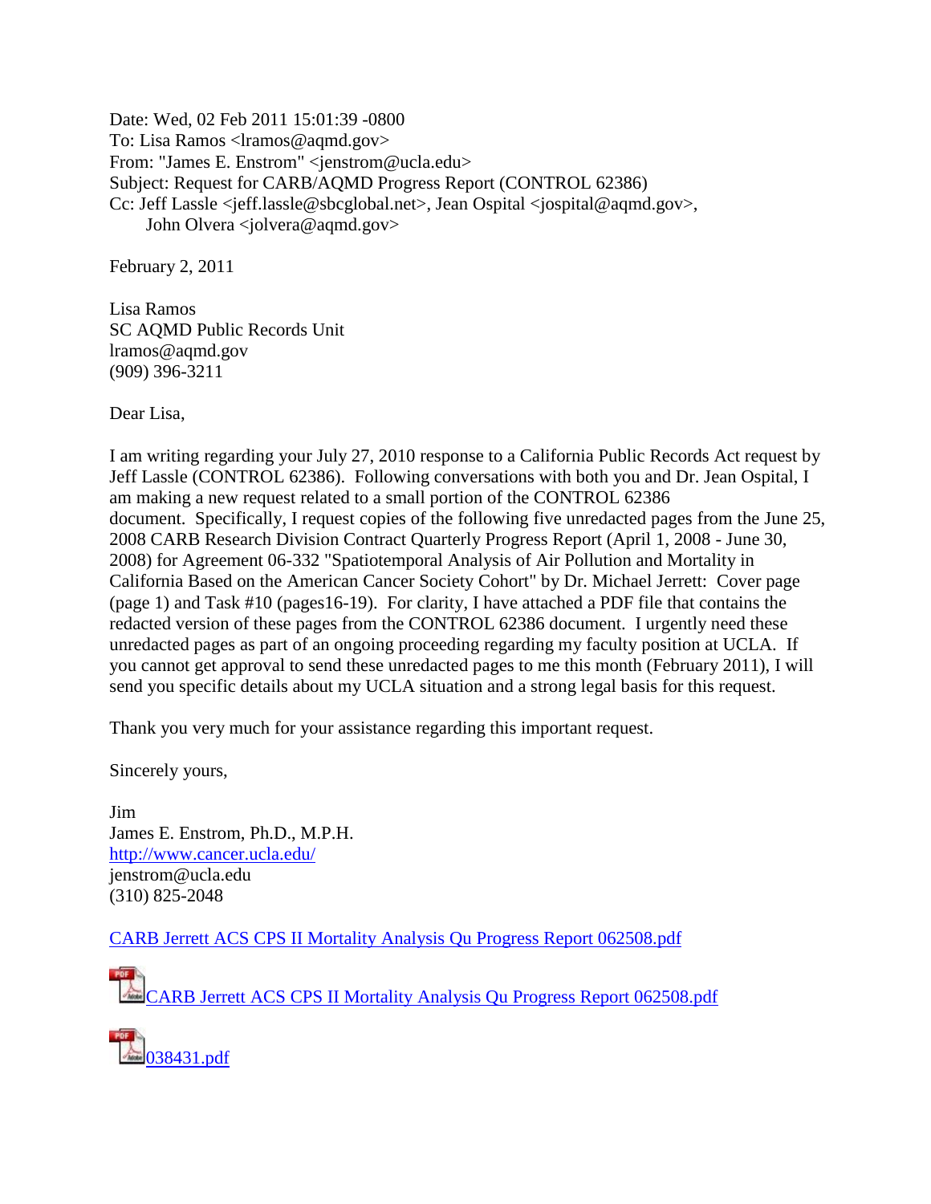Date: Wed, 02 Feb 2011 15:01:39 -0800
To: Lisa Ramos <lramos@aqmd.gov>
From: "James E. Enstrom" <jenstrom@ucla.edu>
Subject: Request for CARB/AQMD Progress Report (CONTROL 62386)
Cc: Jeff Lassle <jeff.lassle@sbcglobal.net>, Jean Ospital <jospital@aqmd.gov>,
John Olvera <jolvera@aqmd.gov>

February 2, 2011

Lisa Ramos
SC AQMD Public Records Unit
lramos@aqmd.gov
(909) 396-3211

Dear Lisa,

I am writing regarding your July 27, 2010 response to a California Public Records Act request by Jeff Lassle (CONTROL 62386). Following conversations with both you and Dr. Jean Ospital, I am making a new request related to a small portion of the CONTROL 62386 document. Specifically, I request copies of the following five unredacted pages from the June 25, 2008 CARB Research Division Contract Quarterly Progress Report (April 1, 2008 - June 30, 2008) for Agreement 06-332 "Spatiotemporal Analysis of Air Pollution and Mortality in California Based on the American Cancer Society Cohort" by Dr. Michael Jerrett: Cover page (page 1) and Task #10 (pages16-19). For clarity, I have attached a PDF file that contains the redacted version of these pages from the CONTROL 62386 document. I urgently need these unredacted pages as part of an ongoing proceeding regarding my faculty position at UCLA. If you cannot get approval to send these unredacted pages to me this month (February 2011), I will send you specific details about my UCLA situation and a strong legal basis for this request.

Thank you very much for your assistance regarding this important request.

Sincerely yours,

Jim
James E. Enstrom, Ph.D., M.P.H.
http://www.cancer.ucla.edu/
jenstrom@ucla.edu
(310) 825-2048

CARB Jerrett ACS CPS II Mortality Analysis Qu Progress Report 062508.pdf

CARB Jerrett ACS CPS II Mortality Analysis Qu Progress Report 062508.pdf

038431.pdf